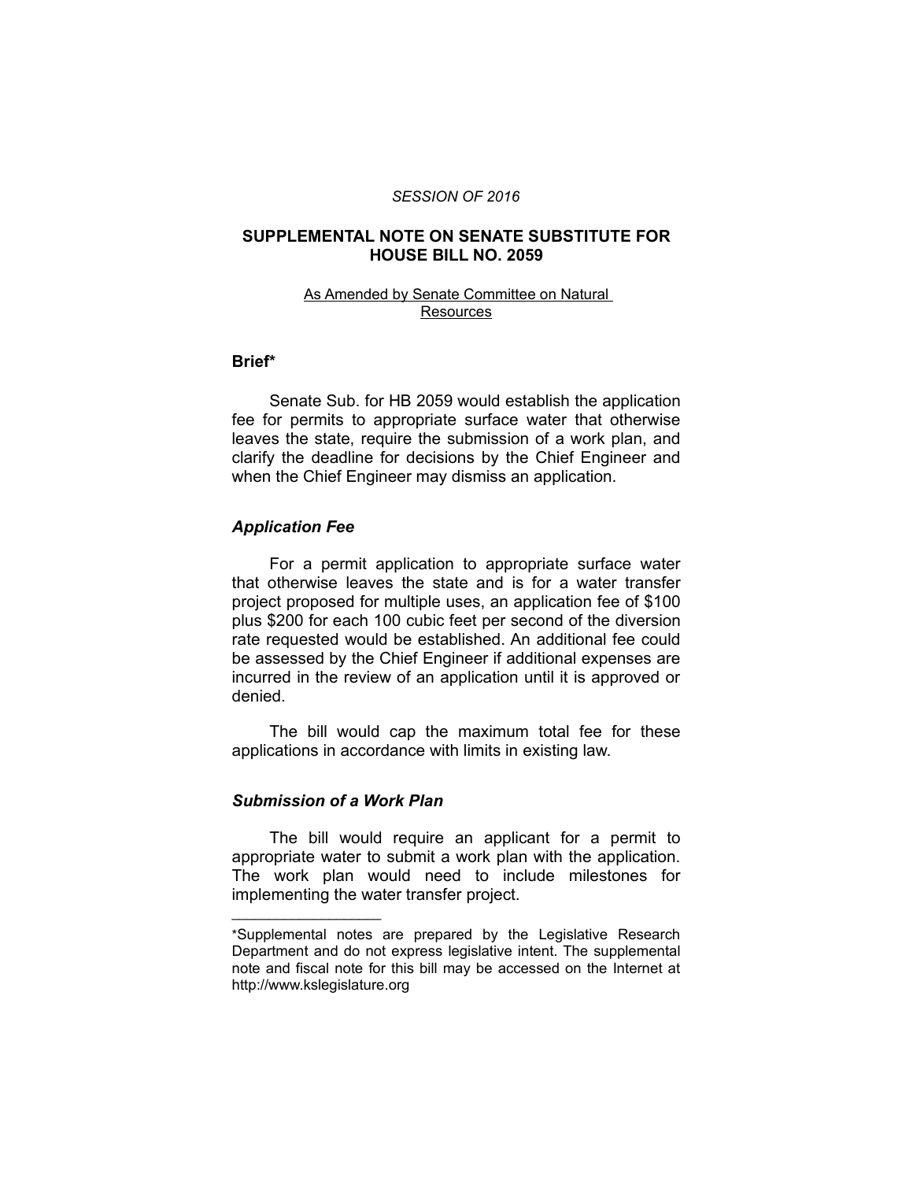*SESSION OF 2016*

# SUPPLEMENTAL NOTE ON SENATE SUBSTITUTE FOR HOUSE BILL NO. 2059

As Amended by Senate Committee on Natural Resources

## Brief*

Senate Sub. for HB 2059 would establish the application fee for permits to appropriate surface water that otherwise leaves the state, require the submission of a work plan, and clarify the deadline for decisions by the Chief Engineer and when the Chief Engineer may dismiss an application.

### *Application Fee*

For a permit application to appropriate surface water that otherwise leaves the state and is for a water transfer project proposed for multiple uses, an application fee of $100 plus $200 for each 100 cubic feet per second of the diversion rate requested would be established. An additional fee could be assessed by the Chief Engineer if additional expenses are incurred in the review of an application until it is approved or denied.

The bill would cap the maximum total fee for these applications in accordance with limits in existing law.

### *Submission of a Work Plan*

The bill would require an applicant for a permit to appropriate water to submit a work plan with the application. The work plan would need to include milestones for implementing the water transfer project.

---

*Supplemental notes are prepared by the Legislative Research Department and do not express legislative intent. The supplemental note and fiscal note for this bill may be accessed on the Internet at http://www.kslegislature.org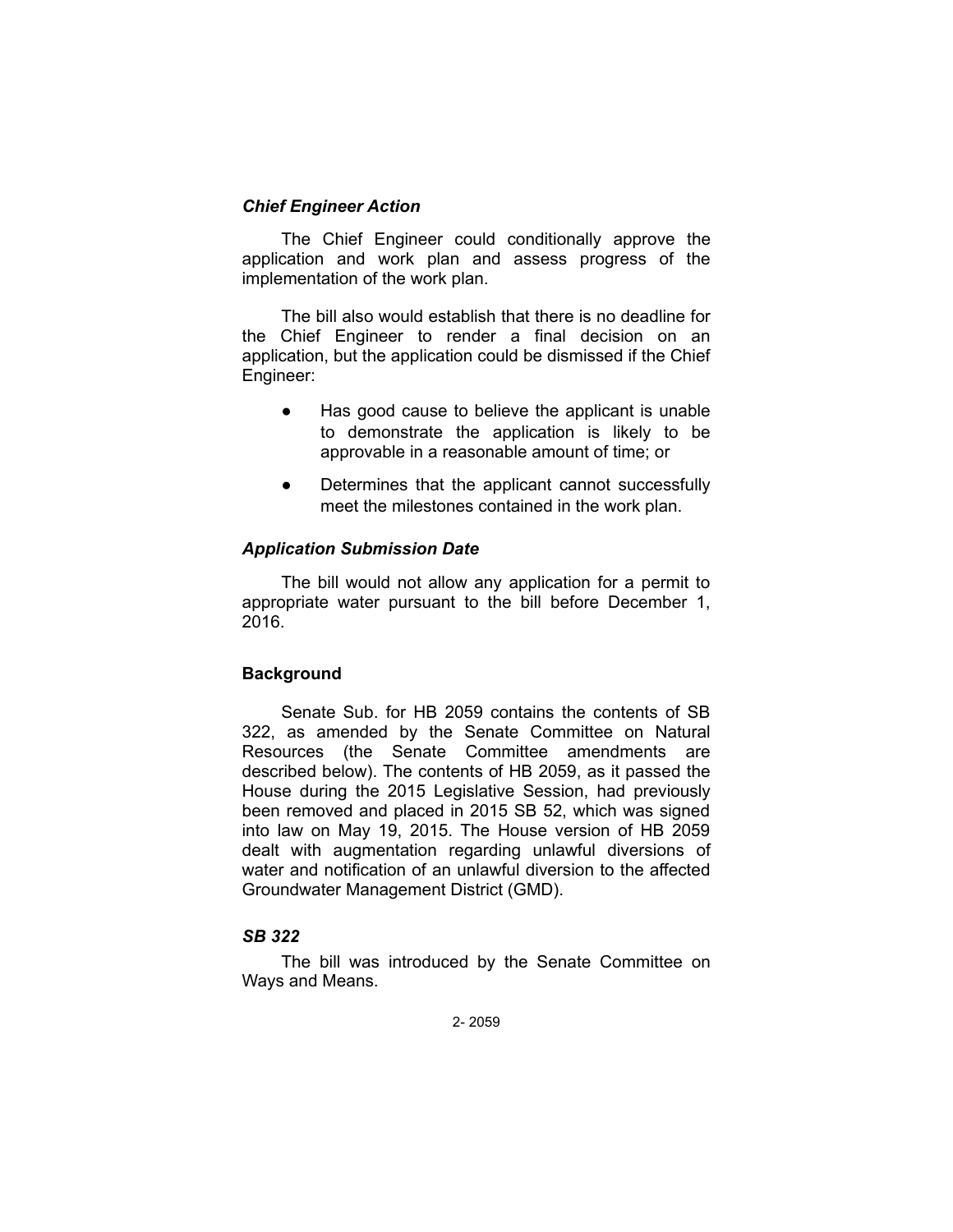### *Chief Engineer Action*

The Chief Engineer could conditionally approve the application and work plan and assess progress of the implementation of the work plan.

The bill also would establish that there is no deadline for the Chief Engineer to render a final decision on an application, but the application could be dismissed if the Chief Engineer:

- Has good cause to believe the applicant is unable to demonstrate the application is likely to be approvable in a reasonable amount of time; or
- Determines that the applicant cannot successfully meet the milestones contained in the work plan.

### *Application Submission Date*

The bill would not allow any application for a permit to appropriate water pursuant to the bill before December 1, 2016.

## **Background**

Senate Sub. for HB 2059 contains the contents of SB 322, as amended by the Senate Committee on Natural Resources (the Senate Committee amendments are described below). The contents of HB 2059, as it passed the House during the 2015 Legislative Session, had previously been removed and placed in 2015 SB 52, which was signed into law on May 19, 2015. The House version of HB 2059 dealt with augmentation regarding unlawful diversions of water and notification of an unlawful diversion to the affected Groundwater Management District (GMD).

### *SB 322*

The bill was introduced by the Senate Committee on Ways and Means.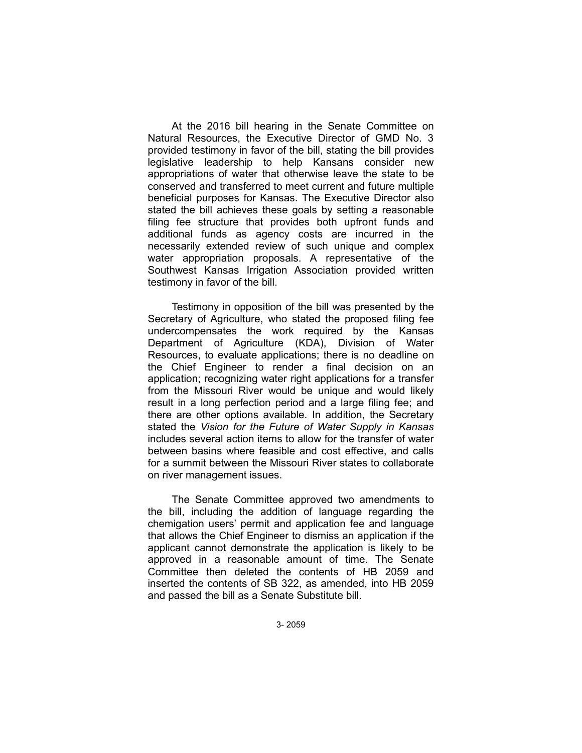At the 2016 bill hearing in the Senate Committee on Natural Resources, the Executive Director of GMD No. 3 provided testimony in favor of the bill, stating the bill provides legislative leadership to help Kansans consider new appropriations of water that otherwise leave the state to be conserved and transferred to meet current and future multiple beneficial purposes for Kansas. The Executive Director also stated the bill achieves these goals by setting a reasonable filing fee structure that provides both upfront funds and additional funds as agency costs are incurred in the necessarily extended review of such unique and complex water appropriation proposals. A representative of the Southwest Kansas Irrigation Association provided written testimony in favor of the bill.

Testimony in opposition of the bill was presented by the Secretary of Agriculture, who stated the proposed filing fee undercompensates the work required by the Kansas Department of Agriculture (KDA), Division of Water Resources, to evaluate applications; there is no deadline on the Chief Engineer to render a final decision on an application; recognizing water right applications for a transfer from the Missouri River would be unique and would likely result in a long perfection period and a large filing fee; and there are other options available. In addition, the Secretary stated the *Vision for the Future of Water Supply in Kansas* includes several action items to allow for the transfer of water between basins where feasible and cost effective, and calls for a summit between the Missouri River states to collaborate on river management issues.

The Senate Committee approved two amendments to the bill, including the addition of language regarding the chemigation users' permit and application fee and language that allows the Chief Engineer to dismiss an application if the applicant cannot demonstrate the application is likely to be approved in a reasonable amount of time. The Senate Committee then deleted the contents of HB 2059 and inserted the contents of SB 322, as amended, into HB 2059 and passed the bill as a Senate Substitute bill.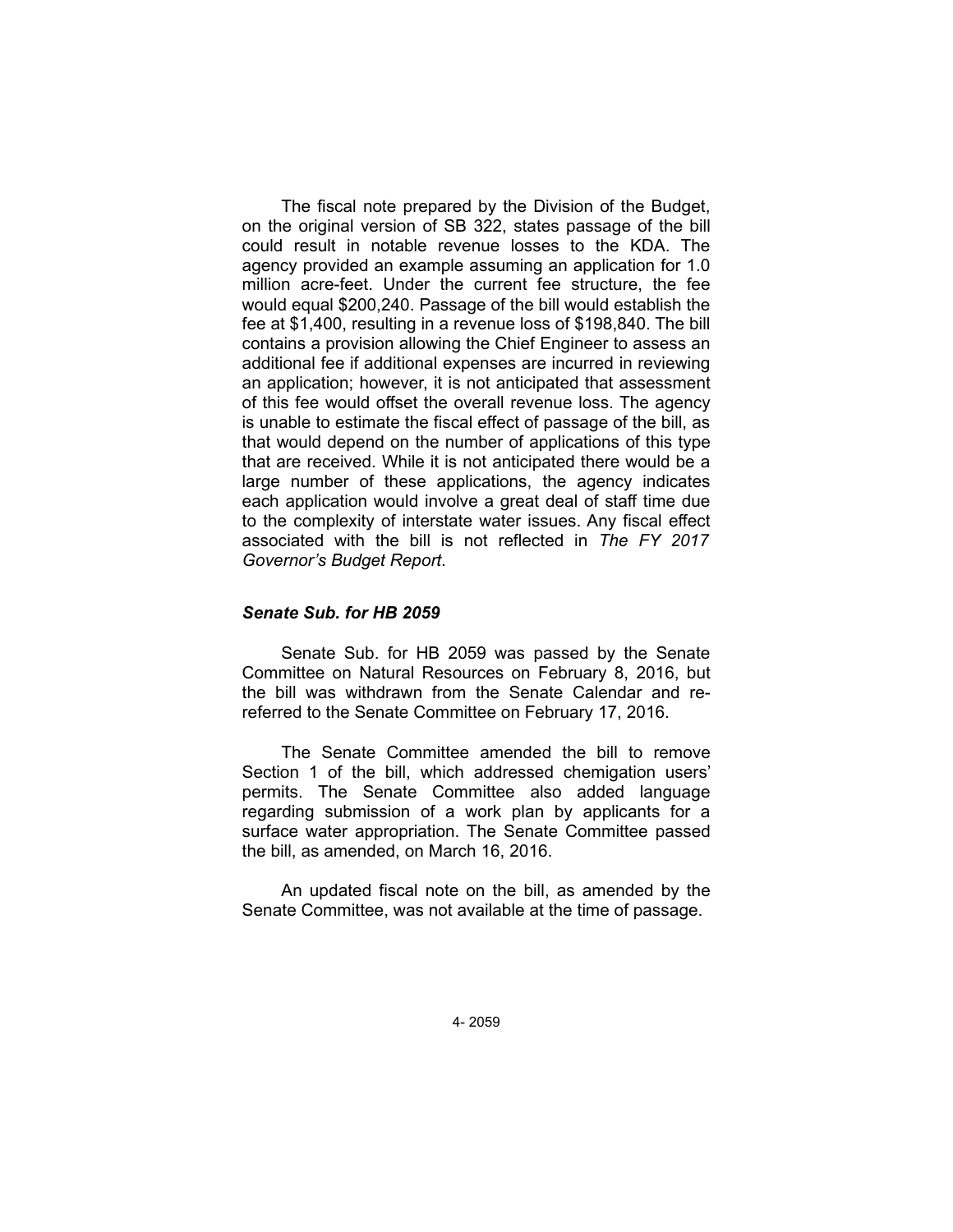The fiscal note prepared by the Division of the Budget, on the original version of SB 322, states passage of the bill could result in notable revenue losses to the KDA. The agency provided an example assuming an application for 1.0 million acre-feet. Under the current fee structure, the fee would equal $200,240. Passage of the bill would establish the fee at $1,400, resulting in a revenue loss of $198,840. The bill contains a provision allowing the Chief Engineer to assess an additional fee if additional expenses are incurred in reviewing an application; however, it is not anticipated that assessment of this fee would offset the overall revenue loss. The agency is unable to estimate the fiscal effect of passage of the bill, as that would depend on the number of applications of this type that are received. While it is not anticipated there would be a large number of these applications, the agency indicates each application would involve a great deal of staff time due to the complexity of interstate water issues. Any fiscal effect associated with the bill is not reflected in *The FY 2017 Governor's Budget Report*.

### *Senate Sub. for HB 2059*

Senate Sub. for HB 2059 was passed by the Senate Committee on Natural Resources on February 8, 2016, but the bill was withdrawn from the Senate Calendar and re-referred to the Senate Committee on February 17, 2016.

The Senate Committee amended the bill to remove Section 1 of the bill, which addressed chemigation users' permits. The Senate Committee also added language regarding submission of a work plan by applicants for a surface water appropriation. The Senate Committee passed the bill, as amended, on March 16, 2016.

An updated fiscal note on the bill, as amended by the Senate Committee, was not available at the time of passage.